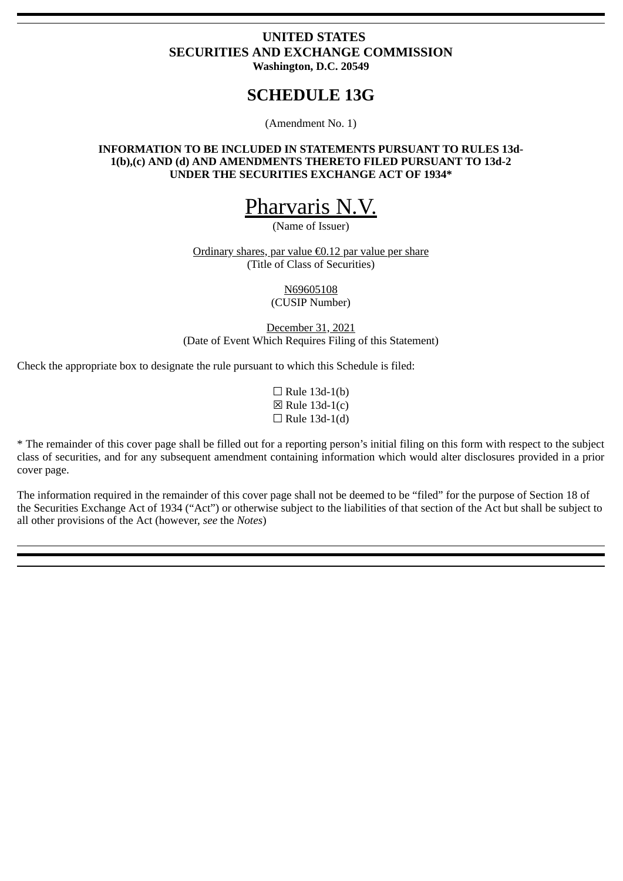**UNITED STATES**
**SECURITIES AND EXCHANGE COMMISSION**
**Washington, D.C. 20549**

# SCHEDULE 13G

(Amendment No. 1)

**INFORMATION TO BE INCLUDED IN STATEMENTS PURSUANT TO RULES 13d-1(b),(c) AND (d) AND AMENDMENTS THERETO FILED PURSUANT TO 13d-2 UNDER THE SECURITIES EXCHANGE ACT OF 1934***

Pharvaris N.V.
(Name of Issuer)

Ordinary shares, par value €0.12 par value per share
(Title of Class of Securities)

N69605108
(CUSIP Number)

December 31, 2021
(Date of Event Which Requires Filing of this Statement)

Check the appropriate box to designate the rule pursuant to which this Schedule is filed:

☐ Rule 13d-1(b)
☒ Rule 13d-1(c)
☐ Rule 13d-1(d)

* The remainder of this cover page shall be filled out for a reporting person's initial filing on this form with respect to the subject class of securities, and for any subsequent amendment containing information which would alter disclosures provided in a prior cover page.

The information required in the remainder of this cover page shall not be deemed to be "filed" for the purpose of Section 18 of the Securities Exchange Act of 1934 ("Act") or otherwise subject to the liabilities of that section of the Act but shall be subject to all other provisions of the Act (however, *see* the *Notes*)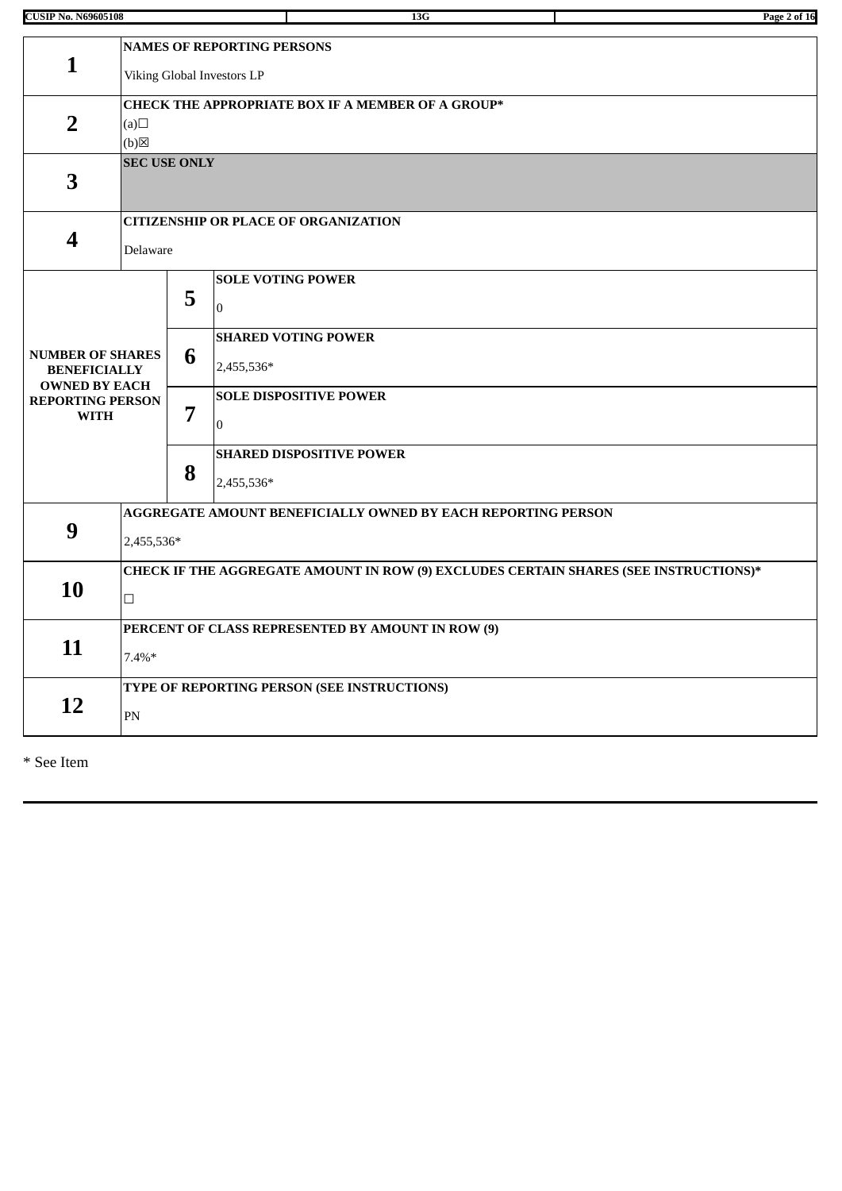| | | | |
|---|---|---|---|
| **1** | **NAMES OF REPORTING PERSONS**<br><br>Viking Global Investors LP | | |
| **2** | **CHECK THE APPROPRIATE BOX IF A MEMBER OF A GROUP***<br>(a)☐<br>(b)☒ | | |
| **3** | **SEC USE ONLY** | | |
| **4** | **CITIZENSHIP OR PLACE OF ORGANIZATION**<br><br>Delaware | | |
| **NUMBER OF SHARES BENEFICIALLY OWNED BY EACH REPORTING PERSON WITH** | | **5** | **SOLE VOTING POWER**<br><br>0 |
| | | **6** | **SHARED VOTING POWER**<br><br>2,455,536* |
| | | **7** | **SOLE DISPOSITIVE POWER**<br><br>0 |
| | | **8** | **SHARED DISPOSITIVE POWER**<br><br>2,455,536* |
| **9** | **AGGREGATE AMOUNT BENEFICIALLY OWNED BY EACH REPORTING PERSON**<br><br>2,455,536* | | |
| **10** | **CHECK IF THE AGGREGATE AMOUNT IN ROW (9) EXCLUDES CERTAIN SHARES (SEE INSTRUCTIONS)***<br><br>☐ | | |
| **11** | **PERCENT OF CLASS REPRESENTED BY AMOUNT IN ROW (9)**<br><br>7.4%* | | |
| **12** | **TYPE OF REPORTING PERSON (SEE INSTRUCTIONS)**<br><br>PN | | |

* See Item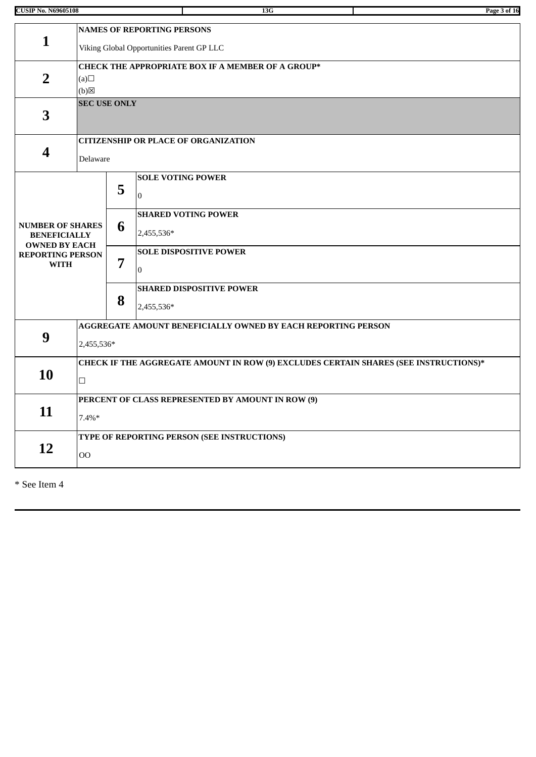| | | | |
|---|---|---|---|
| **1** | **NAMES OF REPORTING PERSONS** | | |
| | Viking Global Opportunities Parent GP LLC | | |
| **2** | **CHECK THE APPROPRIATE BOX IF A MEMBER OF A GROUP*** | | |
| | (a)☐ (b)☒ | | |
| **3** | **SEC USE ONLY** | | |
| **4** | **CITIZENSHIP OR PLACE OF ORGANIZATION** | | |
| | Delaware | | |
| **NUMBER OF SHARES BENEFICIALLY OWNED BY EACH REPORTING PERSON WITH** | **5** | **SOLE VOTING POWER** | 0 |
| | **6** | **SHARED VOTING POWER** | 2,455,536* |
| | **7** | **SOLE DISPOSITIVE POWER** | 0 |
| | **8** | **SHARED DISPOSITIVE POWER** | 2,455,536* |
| **9** | **AGGREGATE AMOUNT BENEFICIALLY OWNED BY EACH REPORTING PERSON** | | |
| | 2,455,536* | | |
| **10** | **CHECK IF THE AGGREGATE AMOUNT IN ROW (9) EXCLUDES CERTAIN SHARES (SEE INSTRUCTIONS)*** | | |
| | ☐ | | |
| **11** | **PERCENT OF CLASS REPRESENTED BY AMOUNT IN ROW (9)** | | |
| | 7.4%* | | |
| **12** | **TYPE OF REPORTING PERSON (SEE INSTRUCTIONS)** | | |
| | OO | | |

* See Item 4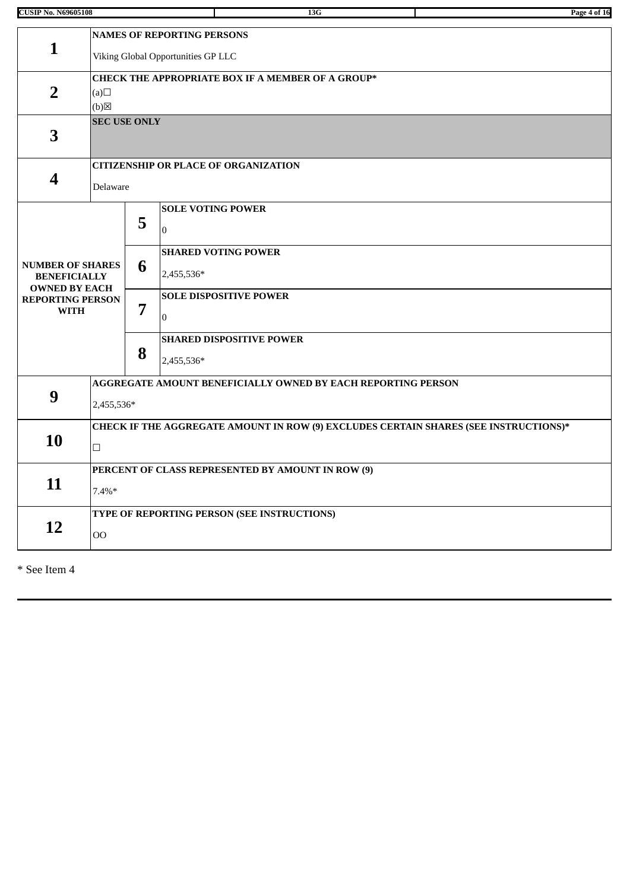| | | | |
|---|---|---|---|
| **1** | **NAMES OF REPORTING PERSONS**<br>Viking Global Opportunities GP LLC | | |
| **2** | **CHECK THE APPROPRIATE BOX IF A MEMBER OF A GROUP***<br>(a)☐<br>(b)☒ | | |
| **3** | **SEC USE ONLY** | | |
| **4** | **CITIZENSHIP OR PLACE OF ORGANIZATION**<br>Delaware | | |
| **NUMBER OF SHARES BENEFICIALLY OWNED BY EACH REPORTING PERSON WITH** | | **5** | **SOLE VOTING POWER**<br>0 |
| | | **6** | **SHARED VOTING POWER**<br>2,455,536* |
| | | **7** | **SOLE DISPOSITIVE POWER**<br>0 |
| | | **8** | **SHARED DISPOSITIVE POWER**<br>2,455,536* |
| **9** | **AGGREGATE AMOUNT BENEFICIALLY OWNED BY EACH REPORTING PERSON**<br>2,455,536* | | |
| **10** | **CHECK IF THE AGGREGATE AMOUNT IN ROW (9) EXCLUDES CERTAIN SHARES (SEE INSTRUCTIONS)***<br>☐ | | |
| **11** | **PERCENT OF CLASS REPRESENTED BY AMOUNT IN ROW (9)**<br>7.4%* | | |
| **12** | **TYPE OF REPORTING PERSON (SEE INSTRUCTIONS)**<br>OO | | |

* See Item 4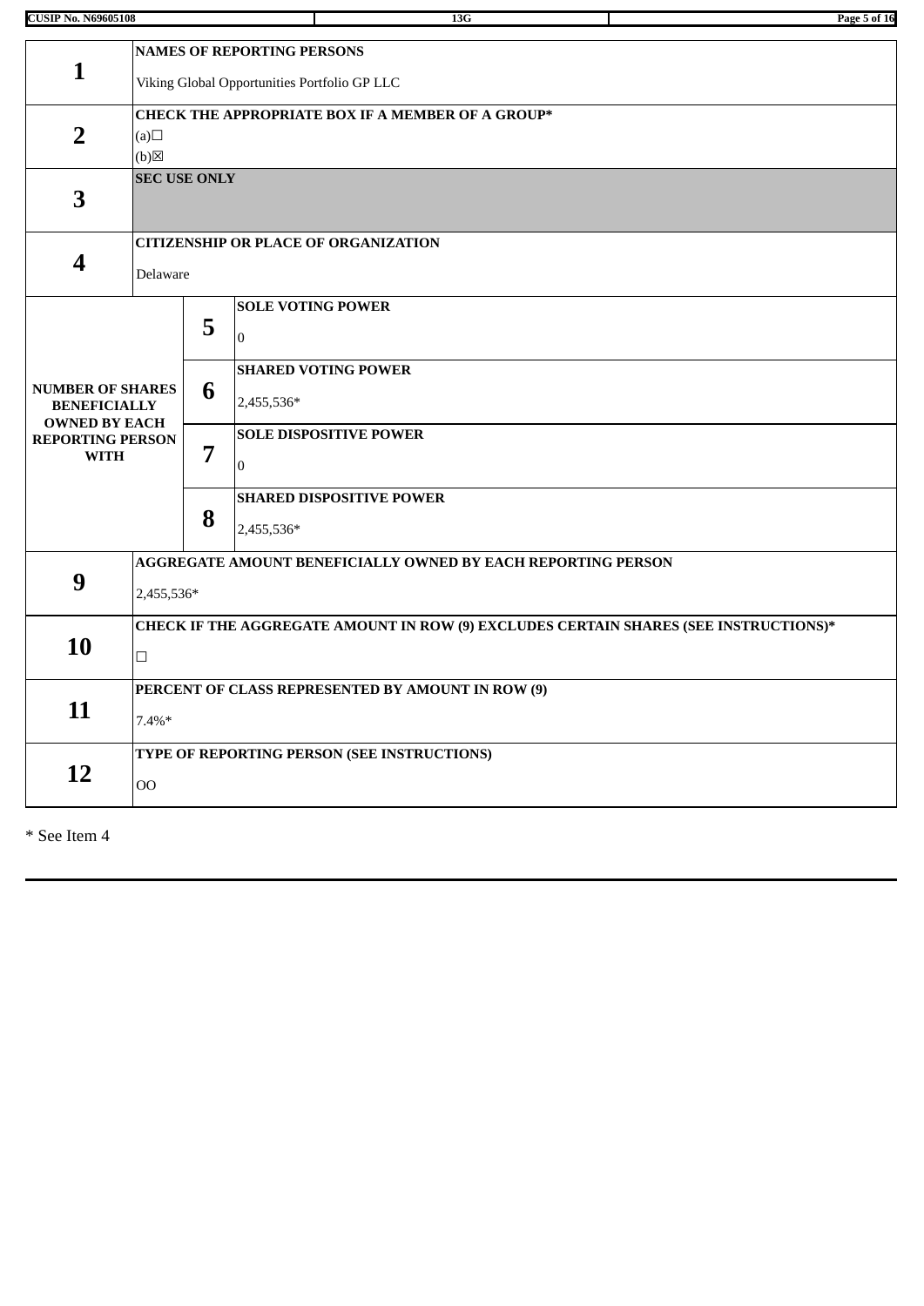| | | | |
|---|---|---|---|
| **1** | **NAMES OF REPORTING PERSONS**<br><br>Viking Global Opportunities Portfolio GP LLC | | |
| **2** | **CHECK THE APPROPRIATE BOX IF A MEMBER OF A GROUP***<br>(a)☐<br>(b)☒ | | |
| **3** | **SEC USE ONLY** | | |
| **4** | **CITIZENSHIP OR PLACE OF ORGANIZATION**<br><br>Delaware | | |
| **NUMBER OF SHARES BENEFICIALLY OWNED BY EACH REPORTING PERSON WITH** | | **5** | **SOLE VOTING POWER**<br><br>0 |
| | | **6** | **SHARED VOTING POWER**<br><br>2,455,536* |
| | | **7** | **SOLE DISPOSITIVE POWER**<br><br>0 |
| | | **8** | **SHARED DISPOSITIVE POWER**<br><br>2,455,536* |
| **9** | **AGGREGATE AMOUNT BENEFICIALLY OWNED BY EACH REPORTING PERSON**<br><br>2,455,536* | | |
| **10** | **CHECK IF THE AGGREGATE AMOUNT IN ROW (9) EXCLUDES CERTAIN SHARES (SEE INSTRUCTIONS)***<br><br>☐ | | |
| **11** | **PERCENT OF CLASS REPRESENTED BY AMOUNT IN ROW (9)**<br><br>7.4%* | | |
| **12** | **TYPE OF REPORTING PERSON (SEE INSTRUCTIONS)**<br><br>OO | | |

* See Item 4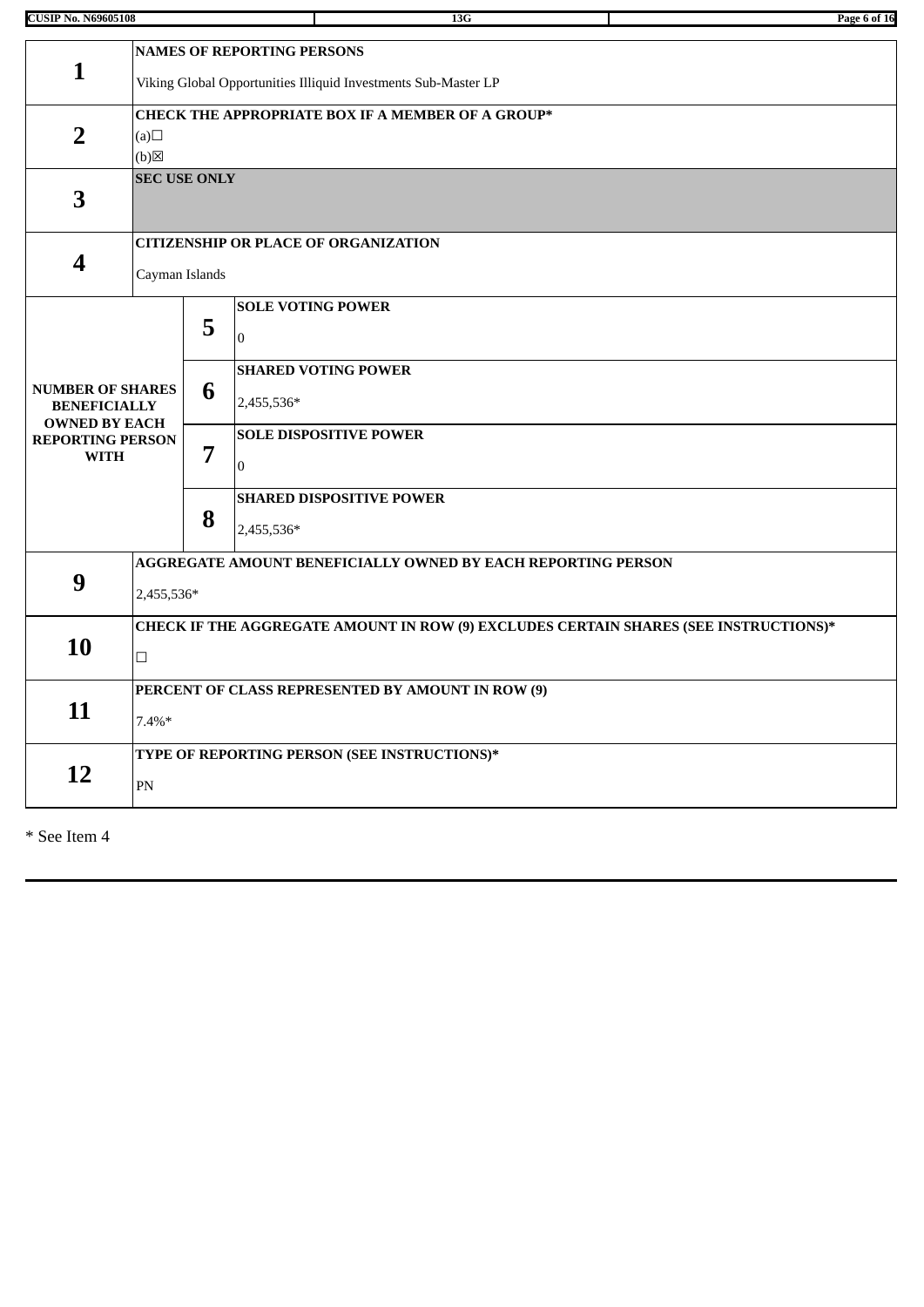| | | | |
|---|---|---|---|
| **1** | **NAMES OF REPORTING PERSONS**<br><br>Viking Global Opportunities Illiquid Investments Sub-Master LP | | |
| **2** | **CHECK THE APPROPRIATE BOX IF A MEMBER OF A GROUP***<br>(a)☐<br>(b)☒ | | |
| **3** | **SEC USE ONLY** | | |
| **4** | **CITIZENSHIP OR PLACE OF ORGANIZATION**<br><br>Cayman Islands | | |
| **NUMBER OF SHARES BENEFICIALLY OWNED BY EACH REPORTING PERSON WITH** | | **5** | **SOLE VOTING POWER**<br><br>0 |
| | | **6** | **SHARED VOTING POWER**<br><br>2,455,536* |
| | | **7** | **SOLE DISPOSITIVE POWER**<br><br>0 |
| | | **8** | **SHARED DISPOSITIVE POWER**<br><br>2,455,536* |
| **9** | **AGGREGATE AMOUNT BENEFICIALLY OWNED BY EACH REPORTING PERSON**<br><br>2,455,536* | | |
| **10** | **CHECK IF THE AGGREGATE AMOUNT IN ROW (9) EXCLUDES CERTAIN SHARES (SEE INSTRUCTIONS)***<br><br>☐ | | |
| **11** | **PERCENT OF CLASS REPRESENTED BY AMOUNT IN ROW (9)**<br><br>7.4%* | | |
| **12** | **TYPE OF REPORTING PERSON (SEE INSTRUCTIONS)***<br><br>PN | | |

* See Item 4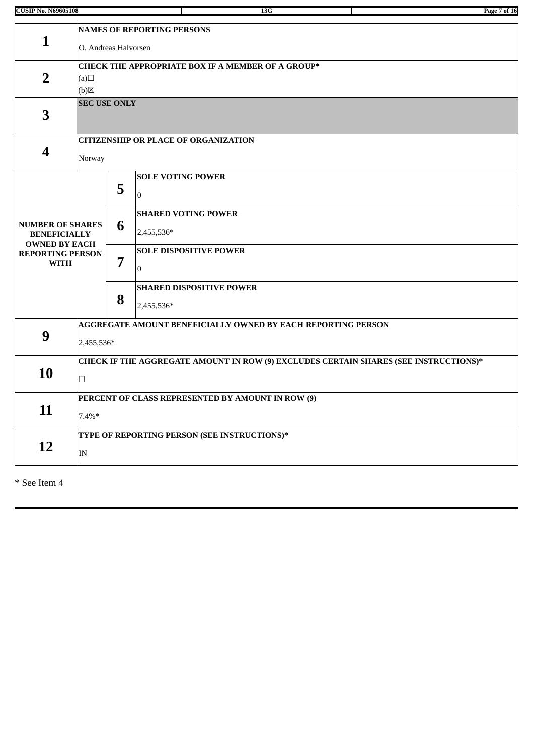| | | | |
|---|---|---|---|
| **1** | **NAMES OF REPORTING PERSONS**<br>O. Andreas Halvorsen | | |
| **2** | **CHECK THE APPROPRIATE BOX IF A MEMBER OF A GROUP***<br>(a)☐<br>(b)☒ | | |
| **3** | **SEC USE ONLY** | | |
| **4** | **CITIZENSHIP OR PLACE OF ORGANIZATION**<br>Norway | | |
| **NUMBER OF SHARES BENEFICIALLY OWNED BY EACH REPORTING PERSON WITH** | **5** | **SOLE VOTING POWER**<br>0 | |
| | **6** | **SHARED VOTING POWER**<br>2,455,536* | |
| | **7** | **SOLE DISPOSITIVE POWER**<br>0 | |
| | **8** | **SHARED DISPOSITIVE POWER**<br>2,455,536* | |
| **9** | **AGGREGATE AMOUNT BENEFICIALLY OWNED BY EACH REPORTING PERSON**<br>2,455,536* | | |
| **10** | **CHECK IF THE AGGREGATE AMOUNT IN ROW (9) EXCLUDES CERTAIN SHARES (SEE INSTRUCTIONS)***<br>☐ | | |
| **11** | **PERCENT OF CLASS REPRESENTED BY AMOUNT IN ROW (9)**<br>7.4%* | | |
| **12** | **TYPE OF REPORTING PERSON (SEE INSTRUCTIONS)***<br>IN | | |

* See Item 4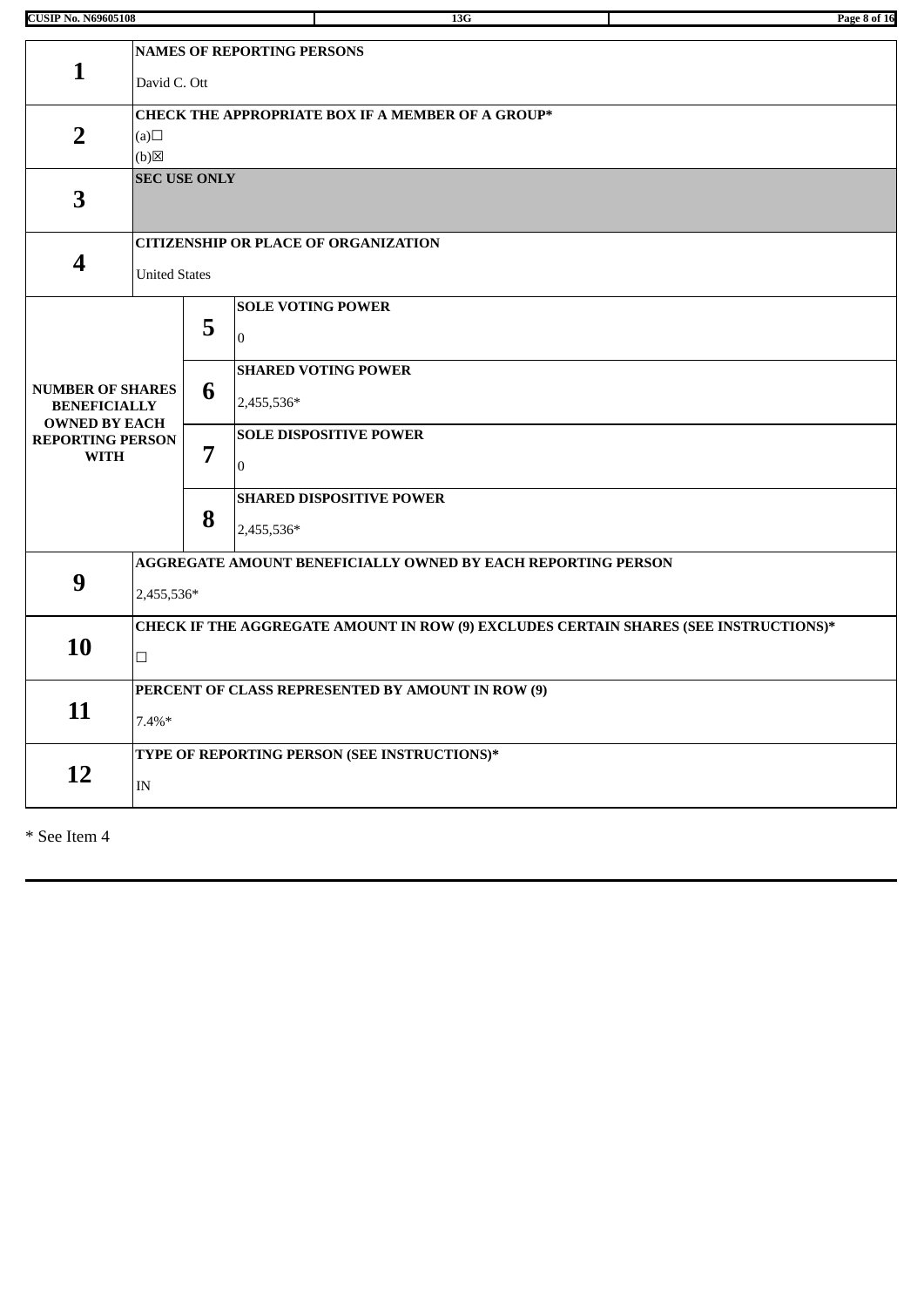| | | | |
|---|---|---|---|
| **1** | **NAMES OF REPORTING PERSONS**<br><br>David C. Ott | | |
| **2** | **CHECK THE APPROPRIATE BOX IF A MEMBER OF A GROUP***<br>(a)☐<br>(b)☒ | | |
| **3** | **SEC USE ONLY** | | |
| **4** | **CITIZENSHIP OR PLACE OF ORGANIZATION**<br><br>United States | | |
| **NUMBER OF SHARES BENEFICIALLY OWNED BY EACH REPORTING PERSON WITH** | | **5** | **SOLE VOTING POWER**<br><br>0 |
| | | **6** | **SHARED VOTING POWER**<br><br>2,455,536* |
| | | **7** | **SOLE DISPOSITIVE POWER**<br><br>0 |
| | | **8** | **SHARED DISPOSITIVE POWER**<br><br>2,455,536* |
| **9** | **AGGREGATE AMOUNT BENEFICIALLY OWNED BY EACH REPORTING PERSON**<br><br>2,455,536* | | |
| **10** | **CHECK IF THE AGGREGATE AMOUNT IN ROW (9) EXCLUDES CERTAIN SHARES (SEE INSTRUCTIONS)***<br><br>☐ | | |
| **11** | **PERCENT OF CLASS REPRESENTED BY AMOUNT IN ROW (9)**<br><br>7.4%* | | |
| **12** | **TYPE OF REPORTING PERSON (SEE INSTRUCTIONS)***<br><br>IN | | |

* See Item 4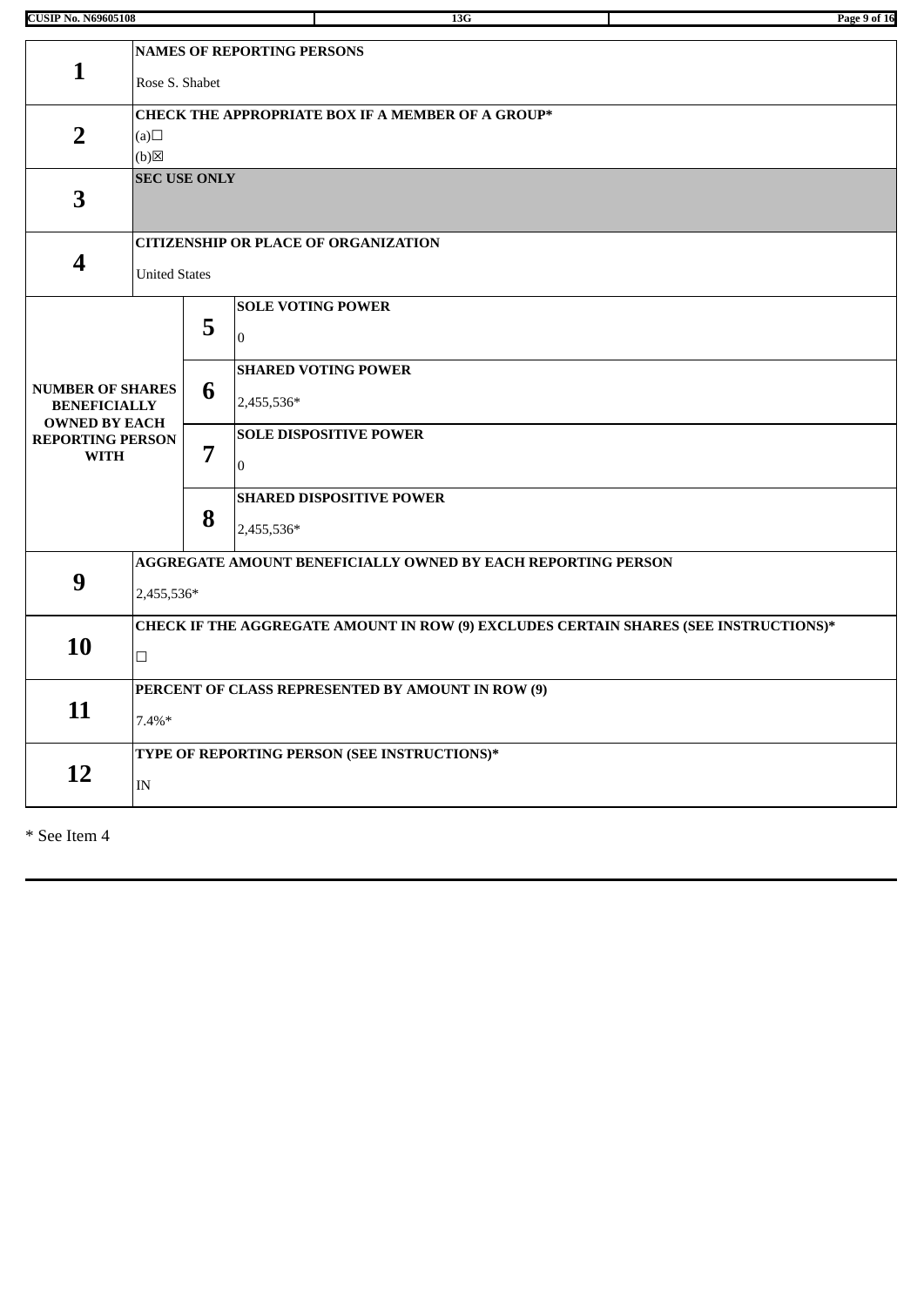| | | | |
|---|---|---|---|
| **1** | **NAMES OF REPORTING PERSONS**<br><br>Rose S. Shabet | | |
| **2** | **CHECK THE APPROPRIATE BOX IF A MEMBER OF A GROUP***<br>(a)☐<br>(b)☒ | | |
| **3** | **SEC USE ONLY** | | |
| **4** | **CITIZENSHIP OR PLACE OF ORGANIZATION**<br><br>United States | | |
| **NUMBER OF SHARES BENEFICIALLY OWNED BY EACH REPORTING PERSON WITH** | | **5** | **SOLE VOTING POWER**<br><br>0 |
| | | **6** | **SHARED VOTING POWER**<br><br>2,455,536* |
| | | **7** | **SOLE DISPOSITIVE POWER**<br><br>0 |
| | | **8** | **SHARED DISPOSITIVE POWER**<br><br>2,455,536* |
| **9** | **AGGREGATE AMOUNT BENEFICIALLY OWNED BY EACH REPORTING PERSON**<br><br>2,455,536* | | |
| **10** | **CHECK IF THE AGGREGATE AMOUNT IN ROW (9) EXCLUDES CERTAIN SHARES (SEE INSTRUCTIONS)***<br><br>☐ | | |
| **11** | **PERCENT OF CLASS REPRESENTED BY AMOUNT IN ROW (9)**<br><br>7.4%* | | |
| **12** | **TYPE OF REPORTING PERSON (SEE INSTRUCTIONS)***<br><br>IN | | |

* See Item 4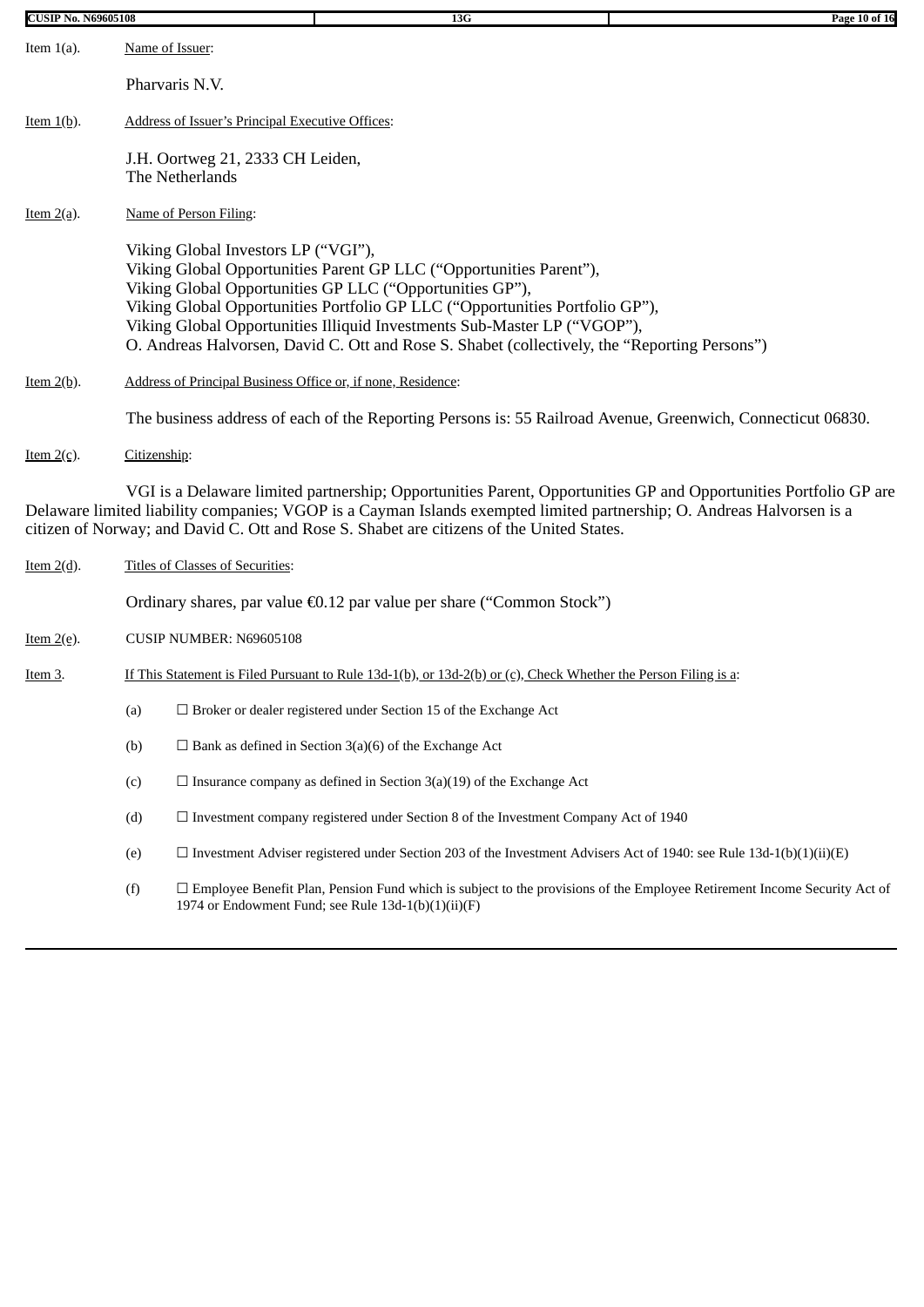Item 1(a). Name of Issuer:

Pharvaris N.V.

Item 1(b). Address of Issuer's Principal Executive Offices:

J.H. Oortweg 21, 2333 CH Leiden,
The Netherlands

Item 2(a). Name of Person Filing:

Viking Global Investors LP ("VGI"),
Viking Global Opportunities Parent GP LLC ("Opportunities Parent"),
Viking Global Opportunities GP LLC ("Opportunities GP"),
Viking Global Opportunities Portfolio GP LLC ("Opportunities Portfolio GP"),
Viking Global Opportunities Illiquid Investments Sub-Master LP ("VGOP"),
O. Andreas Halvorsen, David C. Ott and Rose S. Shabet (collectively, the "Reporting Persons")

Item 2(b). Address of Principal Business Office or, if none, Residence:

The business address of each of the Reporting Persons is: 55 Railroad Avenue, Greenwich, Connecticut 06830.

Item 2(c). Citizenship:

VGI is a Delaware limited partnership; Opportunities Parent, Opportunities GP and Opportunities Portfolio GP are Delaware limited liability companies; VGOP is a Cayman Islands exempted limited partnership; O. Andreas Halvorsen is a citizen of Norway; and David C. Ott and Rose S. Shabet are citizens of the United States.

Item 2(d). Titles of Classes of Securities:

Ordinary shares, par value €0.12 par value per share ("Common Stock")

Item 2(e). CUSIP NUMBER: N69605108

Item 3. If This Statement is Filed Pursuant to Rule 13d-1(b), or 13d-2(b) or (c), Check Whether the Person Filing is a:

(a) ☐ Broker or dealer registered under Section 15 of the Exchange Act

(b) ☐ Bank as defined in Section 3(a)(6) of the Exchange Act

(c) ☐ Insurance company as defined in Section 3(a)(19) of the Exchange Act

(d) ☐ Investment company registered under Section 8 of the Investment Company Act of 1940

(e) ☐ Investment Adviser registered under Section 203 of the Investment Advisers Act of 1940: see Rule 13d-1(b)(1)(ii)(E)

(f) ☐ Employee Benefit Plan, Pension Fund which is subject to the provisions of the Employee Retirement Income Security Act of 1974 or Endowment Fund; see Rule 13d-1(b)(1)(ii)(F)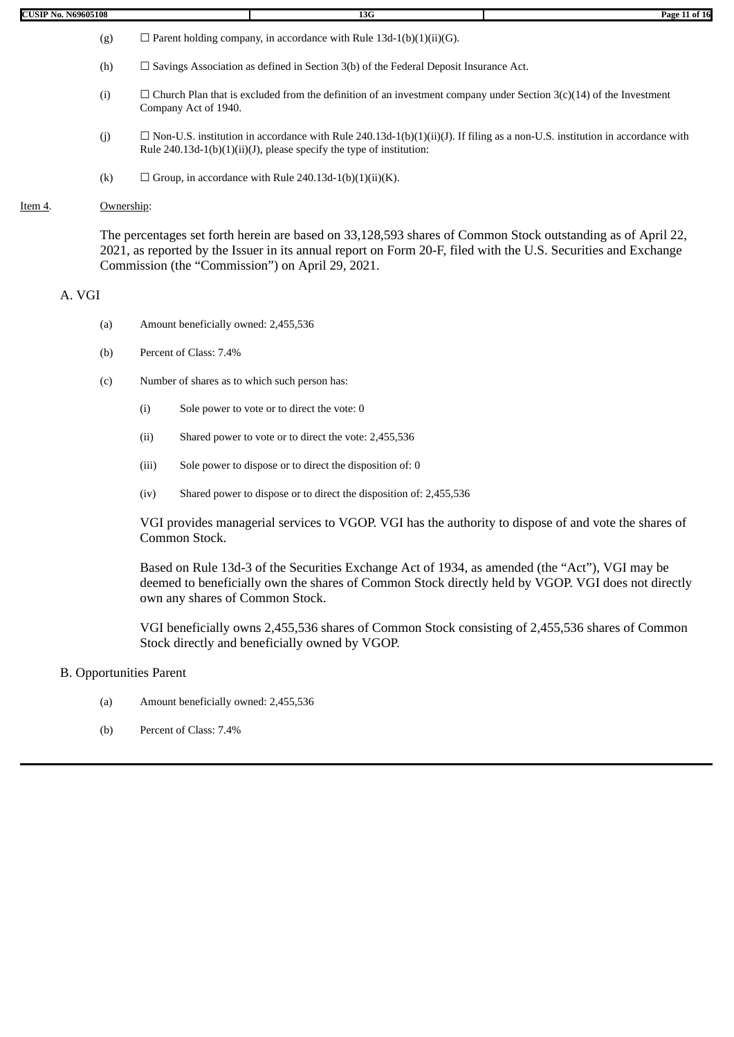(g) ☐ Parent holding company, in accordance with Rule 13d-1(b)(1)(ii)(G).

(h) ☐ Savings Association as defined in Section 3(b) of the Federal Deposit Insurance Act.

(i) ☐ Church Plan that is excluded from the definition of an investment company under Section 3(c)(14) of the Investment Company Act of 1940.

(j) ☐ Non-U.S. institution in accordance with Rule 240.13d-1(b)(1)(ii)(J). If filing as a non-U.S. institution in accordance with Rule 240.13d-1(b)(1)(ii)(J), please specify the type of institution:

(k) ☐ Group, in accordance with Rule 240.13d-1(b)(1)(ii)(K).

Item 4. Ownership:

The percentages set forth herein are based on 33,128,593 shares of Common Stock outstanding as of April 22, 2021, as reported by the Issuer in its annual report on Form 20-F, filed with the U.S. Securities and Exchange Commission (the "Commission") on April 29, 2021.

A. VGI

(a) Amount beneficially owned: 2,455,536

(b) Percent of Class: 7.4%

(c) Number of shares as to which such person has:

(i) Sole power to vote or to direct the vote: 0

(ii) Shared power to vote or to direct the vote: 2,455,536

(iii) Sole power to dispose or to direct the disposition of: 0

(iv) Shared power to dispose or to direct the disposition of: 2,455,536

VGI provides managerial services to VGOP. VGI has the authority to dispose of and vote the shares of Common Stock.

Based on Rule 13d-3 of the Securities Exchange Act of 1934, as amended (the "Act"), VGI may be deemed to beneficially own the shares of Common Stock directly held by VGOP. VGI does not directly own any shares of Common Stock.

VGI beneficially owns 2,455,536 shares of Common Stock consisting of 2,455,536 shares of Common Stock directly and beneficially owned by VGOP.

B. Opportunities Parent

(a) Amount beneficially owned: 2,455,536

(b) Percent of Class: 7.4%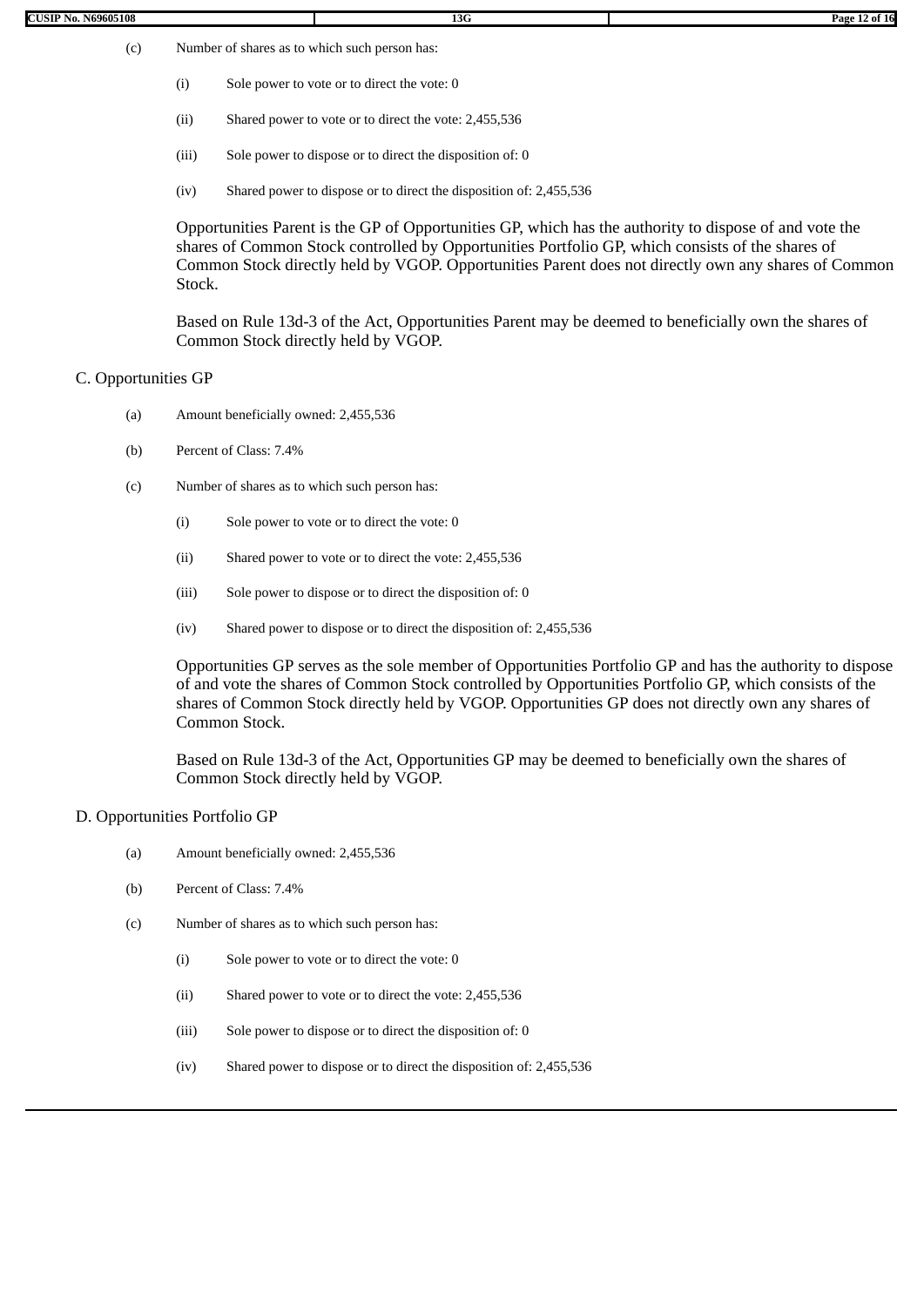(c) Number of shares as to which such person has:

(i) Sole power to vote or to direct the vote: 0

(ii) Shared power to vote or to direct the vote: 2,455,536

(iii) Sole power to dispose or to direct the disposition of: 0

(iv) Shared power to dispose or to direct the disposition of: 2,455,536

Opportunities Parent is the GP of Opportunities GP, which has the authority to dispose of and vote the shares of Common Stock controlled by Opportunities Portfolio GP, which consists of the shares of Common Stock directly held by VGOP. Opportunities Parent does not directly own any shares of Common Stock.

Based on Rule 13d-3 of the Act, Opportunities Parent may be deemed to beneficially own the shares of Common Stock directly held by VGOP.

C. Opportunities GP

(a) Amount beneficially owned: 2,455,536

(b) Percent of Class: 7.4%

(c) Number of shares as to which such person has:

(i) Sole power to vote or to direct the vote: 0

(ii) Shared power to vote or to direct the vote: 2,455,536

(iii) Sole power to dispose or to direct the disposition of: 0

(iv) Shared power to dispose or to direct the disposition of: 2,455,536

Opportunities GP serves as the sole member of Opportunities Portfolio GP and has the authority to dispose of and vote the shares of Common Stock controlled by Opportunities Portfolio GP, which consists of the shares of Common Stock directly held by VGOP. Opportunities GP does not directly own any shares of Common Stock.

Based on Rule 13d-3 of the Act, Opportunities GP may be deemed to beneficially own the shares of Common Stock directly held by VGOP.

D. Opportunities Portfolio GP

(a) Amount beneficially owned: 2,455,536

(b) Percent of Class: 7.4%

(c) Number of shares as to which such person has:

(i) Sole power to vote or to direct the vote: 0

(ii) Shared power to vote or to direct the vote: 2,455,536

(iii) Sole power to dispose or to direct the disposition of: 0

(iv) Shared power to dispose or to direct the disposition of: 2,455,536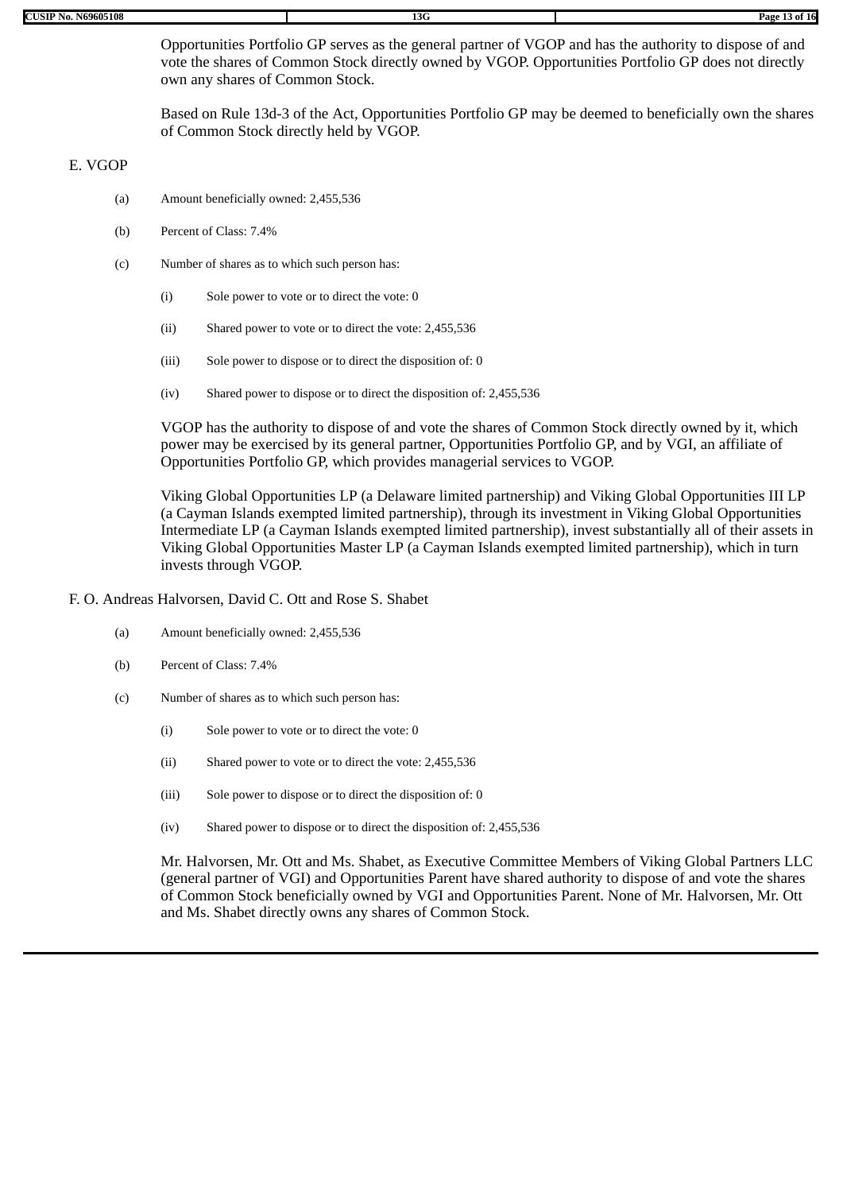Opportunities Portfolio GP serves as the general partner of VGOP and has the authority to dispose of and vote the shares of Common Stock directly owned by VGOP. Opportunities Portfolio GP does not directly own any shares of Common Stock.

Based on Rule 13d-3 of the Act, Opportunities Portfolio GP may be deemed to beneficially own the shares of Common Stock directly held by VGOP.

E. VGOP

(a) Amount beneficially owned: 2,455,536

(b) Percent of Class: 7.4%

(c) Number of shares as to which such person has:

(i) Sole power to vote or to direct the vote: 0

(ii) Shared power to vote or to direct the vote: 2,455,536

(iii) Sole power to dispose or to direct the disposition of: 0

(iv) Shared power to dispose or to direct the disposition of: 2,455,536

VGOP has the authority to dispose of and vote the shares of Common Stock directly owned by it, which power may be exercised by its general partner, Opportunities Portfolio GP, and by VGI, an affiliate of Opportunities Portfolio GP, which provides managerial services to VGOP.

Viking Global Opportunities LP (a Delaware limited partnership) and Viking Global Opportunities III LP (a Cayman Islands exempted limited partnership), through its investment in Viking Global Opportunities Intermediate LP (a Cayman Islands exempted limited partnership), invest substantially all of their assets in Viking Global Opportunities Master LP (a Cayman Islands exempted limited partnership), which in turn invests through VGOP.

F. O. Andreas Halvorsen, David C. Ott and Rose S. Shabet

(a) Amount beneficially owned: 2,455,536

(b) Percent of Class: 7.4%

(c) Number of shares as to which such person has:

(i) Sole power to vote or to direct the vote: 0

(ii) Shared power to vote or to direct the vote: 2,455,536

(iii) Sole power to dispose or to direct the disposition of: 0

(iv) Shared power to dispose or to direct the disposition of: 2,455,536

Mr. Halvorsen, Mr. Ott and Ms. Shabet, as Executive Committee Members of Viking Global Partners LLC (general partner of VGI) and Opportunities Parent have shared authority to dispose of and vote the shares of Common Stock beneficially owned by VGI and Opportunities Parent. None of Mr. Halvorsen, Mr. Ott and Ms. Shabet directly owns any shares of Common Stock.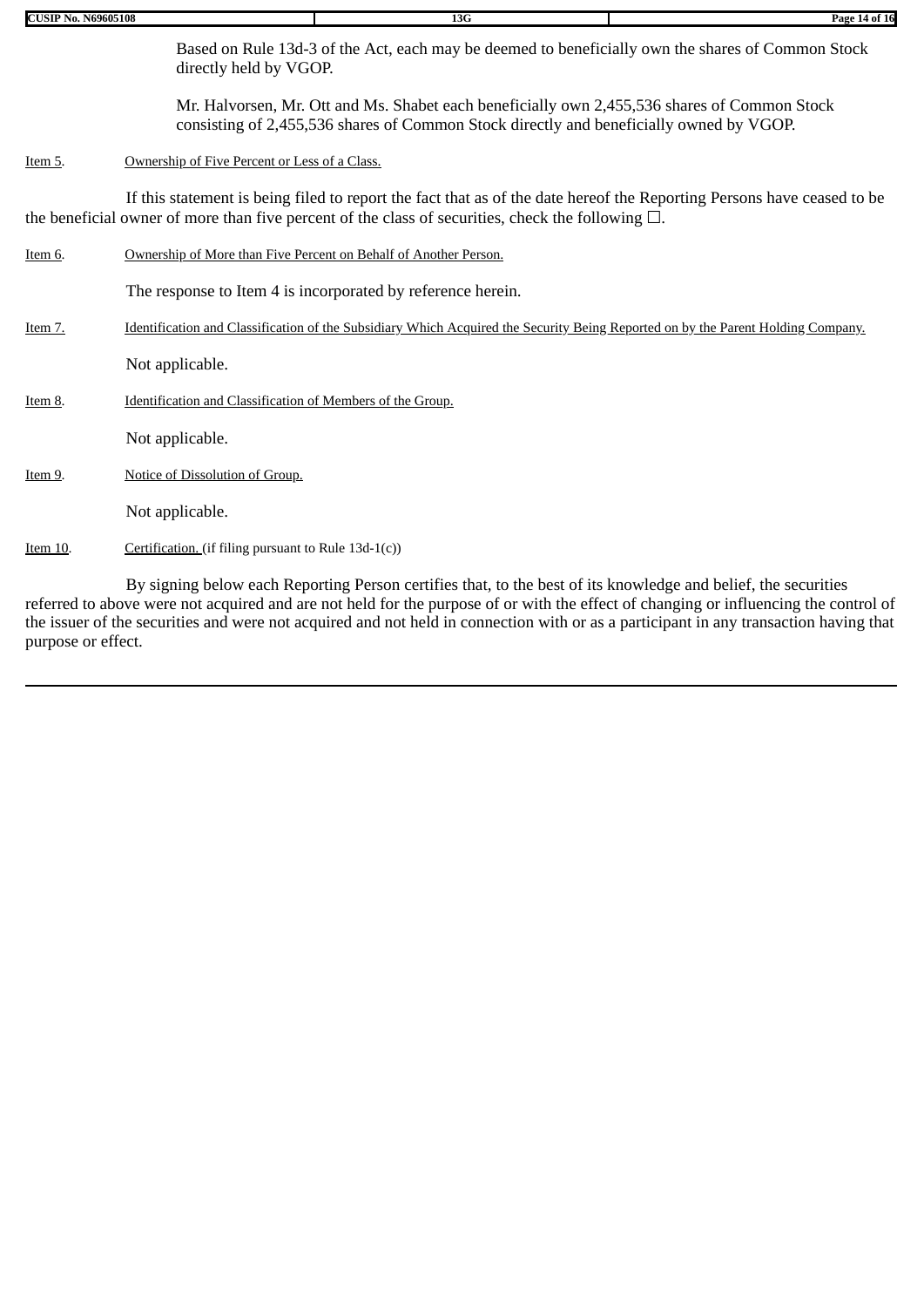Based on Rule 13d-3 of the Act, each may be deemed to beneficially own the shares of Common Stock directly held by VGOP.

Mr. Halvorsen, Mr. Ott and Ms. Shabet each beneficially own 2,455,536 shares of Common Stock consisting of 2,455,536 shares of Common Stock directly and beneficially owned by VGOP.

Item 5. Ownership of Five Percent or Less of a Class.

If this statement is being filed to report the fact that as of the date hereof the Reporting Persons have ceased to be the beneficial owner of more than five percent of the class of securities, check the following ☐.

Item 6. Ownership of More than Five Percent on Behalf of Another Person.

The response to Item 4 is incorporated by reference herein.

Item 7. Identification and Classification of the Subsidiary Which Acquired the Security Being Reported on by the Parent Holding Company.

Not applicable.

Item 8. Identification and Classification of Members of the Group.

Not applicable.

Item 9. Notice of Dissolution of Group.

Not applicable.

Item 10. Certification. (if filing pursuant to Rule 13d-1(c))

By signing below each Reporting Person certifies that, to the best of its knowledge and belief, the securities referred to above were not acquired and are not held for the purpose of or with the effect of changing or influencing the control of the issuer of the securities and were not acquired and not held in connection with or as a participant in any transaction having that purpose or effect.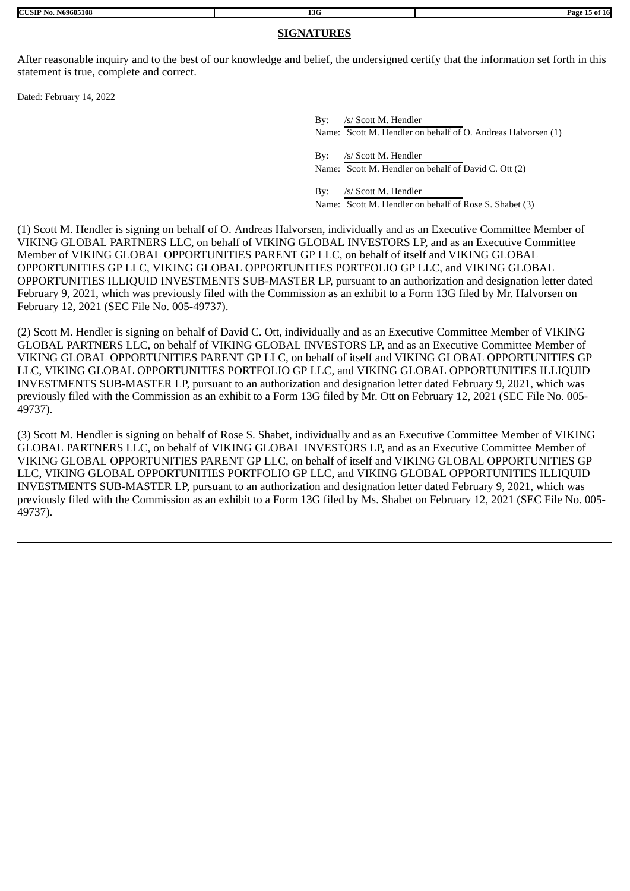## SIGNATURES

After reasonable inquiry and to the best of our knowledge and belief, the undersigned certify that the information set forth in this statement is true, complete and correct.

Dated: February 14, 2022

By: /s/ Scott M. Hendler
Name: Scott M. Hendler on behalf of O. Andreas Halvorsen (1)

By: /s/ Scott M. Hendler
Name: Scott M. Hendler on behalf of David C. Ott (2)

By: /s/ Scott M. Hendler
Name: Scott M. Hendler on behalf of Rose S. Shabet (3)

(1) Scott M. Hendler is signing on behalf of O. Andreas Halvorsen, individually and as an Executive Committee Member of VIKING GLOBAL PARTNERS LLC, on behalf of VIKING GLOBAL INVESTORS LP, and as an Executive Committee Member of VIKING GLOBAL OPPORTUNITIES PARENT GP LLC, on behalf of itself and VIKING GLOBAL OPPORTUNITIES GP LLC, VIKING GLOBAL OPPORTUNITIES PORTFOLIO GP LLC, and VIKING GLOBAL OPPORTUNITIES ILLIQUID INVESTMENTS SUB-MASTER LP, pursuant to an authorization and designation letter dated February 9, 2021, which was previously filed with the Commission as an exhibit to a Form 13G filed by Mr. Halvorsen on February 12, 2021 (SEC File No. 005-49737).

(2) Scott M. Hendler is signing on behalf of David C. Ott, individually and as an Executive Committee Member of VIKING GLOBAL PARTNERS LLC, on behalf of VIKING GLOBAL INVESTORS LP, and as an Executive Committee Member of VIKING GLOBAL OPPORTUNITIES PARENT GP LLC, on behalf of itself and VIKING GLOBAL OPPORTUNITIES GP LLC, VIKING GLOBAL OPPORTUNITIES PORTFOLIO GP LLC, and VIKING GLOBAL OPPORTUNITIES ILLIQUID INVESTMENTS SUB-MASTER LP, pursuant to an authorization and designation letter dated February 9, 2021, which was previously filed with the Commission as an exhibit to a Form 13G filed by Mr. Ott on February 12, 2021 (SEC File No. 005-49737).

(3) Scott M. Hendler is signing on behalf of Rose S. Shabet, individually and as an Executive Committee Member of VIKING GLOBAL PARTNERS LLC, on behalf of VIKING GLOBAL INVESTORS LP, and as an Executive Committee Member of VIKING GLOBAL OPPORTUNITIES PARENT GP LLC, on behalf of itself and VIKING GLOBAL OPPORTUNITIES GP LLC, VIKING GLOBAL OPPORTUNITIES PORTFOLIO GP LLC, and VIKING GLOBAL OPPORTUNITIES ILLIQUID INVESTMENTS SUB-MASTER LP, pursuant to an authorization and designation letter dated February 9, 2021, which was previously filed with the Commission as an exhibit to a Form 13G filed by Ms. Shabet on February 12, 2021 (SEC File No. 005-49737).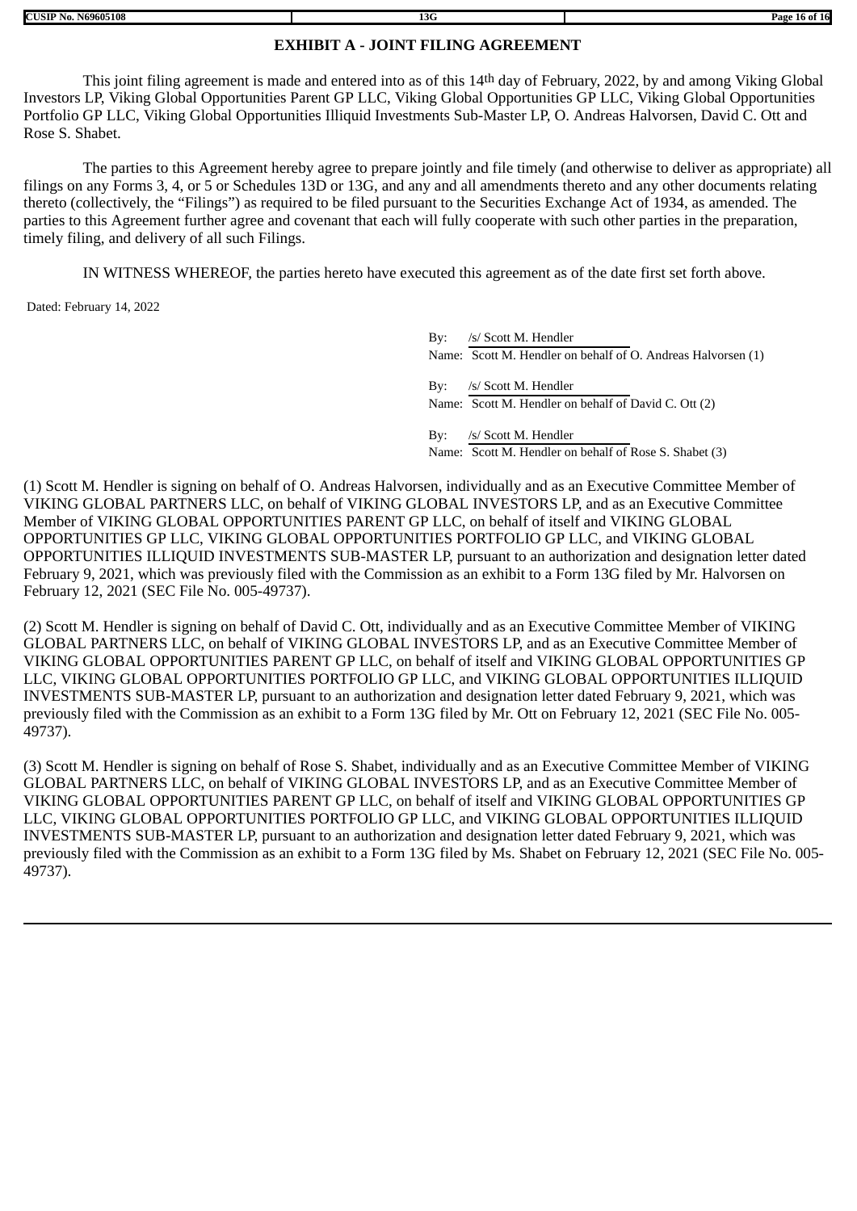## EXHIBIT A - JOINT FILING AGREEMENT

This joint filing agreement is made and entered into as of this 14th day of February, 2022, by and among Viking Global Investors LP, Viking Global Opportunities Parent GP LLC, Viking Global Opportunities GP LLC, Viking Global Opportunities Portfolio GP LLC, Viking Global Opportunities Illiquid Investments Sub-Master LP, O. Andreas Halvorsen, David C. Ott and Rose S. Shabet.

The parties to this Agreement hereby agree to prepare jointly and file timely (and otherwise to deliver as appropriate) all filings on any Forms 3, 4, or 5 or Schedules 13D or 13G, and any and all amendments thereto and any other documents relating thereto (collectively, the "Filings") as required to be filed pursuant to the Securities Exchange Act of 1934, as amended. The parties to this Agreement further agree and covenant that each will fully cooperate with such other parties in the preparation, timely filing, and delivery of all such Filings.

IN WITNESS WHEREOF, the parties hereto have executed this agreement as of the date first set forth above.

Dated: February 14, 2022

By: /s/ Scott M. Hendler
Name: Scott M. Hendler on behalf of O. Andreas Halvorsen (1)

By: /s/ Scott M. Hendler
Name: Scott M. Hendler on behalf of David C. Ott (2)

By: /s/ Scott M. Hendler
Name: Scott M. Hendler on behalf of Rose S. Shabet (3)

(1) Scott M. Hendler is signing on behalf of O. Andreas Halvorsen, individually and as an Executive Committee Member of VIKING GLOBAL PARTNERS LLC, on behalf of VIKING GLOBAL INVESTORS LP, and as an Executive Committee Member of VIKING GLOBAL OPPORTUNITIES PARENT GP LLC, on behalf of itself and VIKING GLOBAL OPPORTUNITIES GP LLC, VIKING GLOBAL OPPORTUNITIES PORTFOLIO GP LLC, and VIKING GLOBAL OPPORTUNITIES ILLIQUID INVESTMENTS SUB-MASTER LP, pursuant to an authorization and designation letter dated February 9, 2021, which was previously filed with the Commission as an exhibit to a Form 13G filed by Mr. Halvorsen on February 12, 2021 (SEC File No. 005-49737).

(2) Scott M. Hendler is signing on behalf of David C. Ott, individually and as an Executive Committee Member of VIKING GLOBAL PARTNERS LLC, on behalf of VIKING GLOBAL INVESTORS LP, and as an Executive Committee Member of VIKING GLOBAL OPPORTUNITIES PARENT GP LLC, on behalf of itself and VIKING GLOBAL OPPORTUNITIES GP LLC, VIKING GLOBAL OPPORTUNITIES PORTFOLIO GP LLC, and VIKING GLOBAL OPPORTUNITIES ILLIQUID INVESTMENTS SUB-MASTER LP, pursuant to an authorization and designation letter dated February 9, 2021, which was previously filed with the Commission as an exhibit to a Form 13G filed by Mr. Ott on February 12, 2021 (SEC File No. 005-49737).

(3) Scott M. Hendler is signing on behalf of Rose S. Shabet, individually and as an Executive Committee Member of VIKING GLOBAL PARTNERS LLC, on behalf of VIKING GLOBAL INVESTORS LP, and as an Executive Committee Member of VIKING GLOBAL OPPORTUNITIES PARENT GP LLC, on behalf of itself and VIKING GLOBAL OPPORTUNITIES GP LLC, VIKING GLOBAL OPPORTUNITIES PORTFOLIO GP LLC, and VIKING GLOBAL OPPORTUNITIES ILLIQUID INVESTMENTS SUB-MASTER LP, pursuant to an authorization and designation letter dated February 9, 2021, which was previously filed with the Commission as an exhibit to a Form 13G filed by Ms. Shabet on February 12, 2021 (SEC File No. 005-49737).